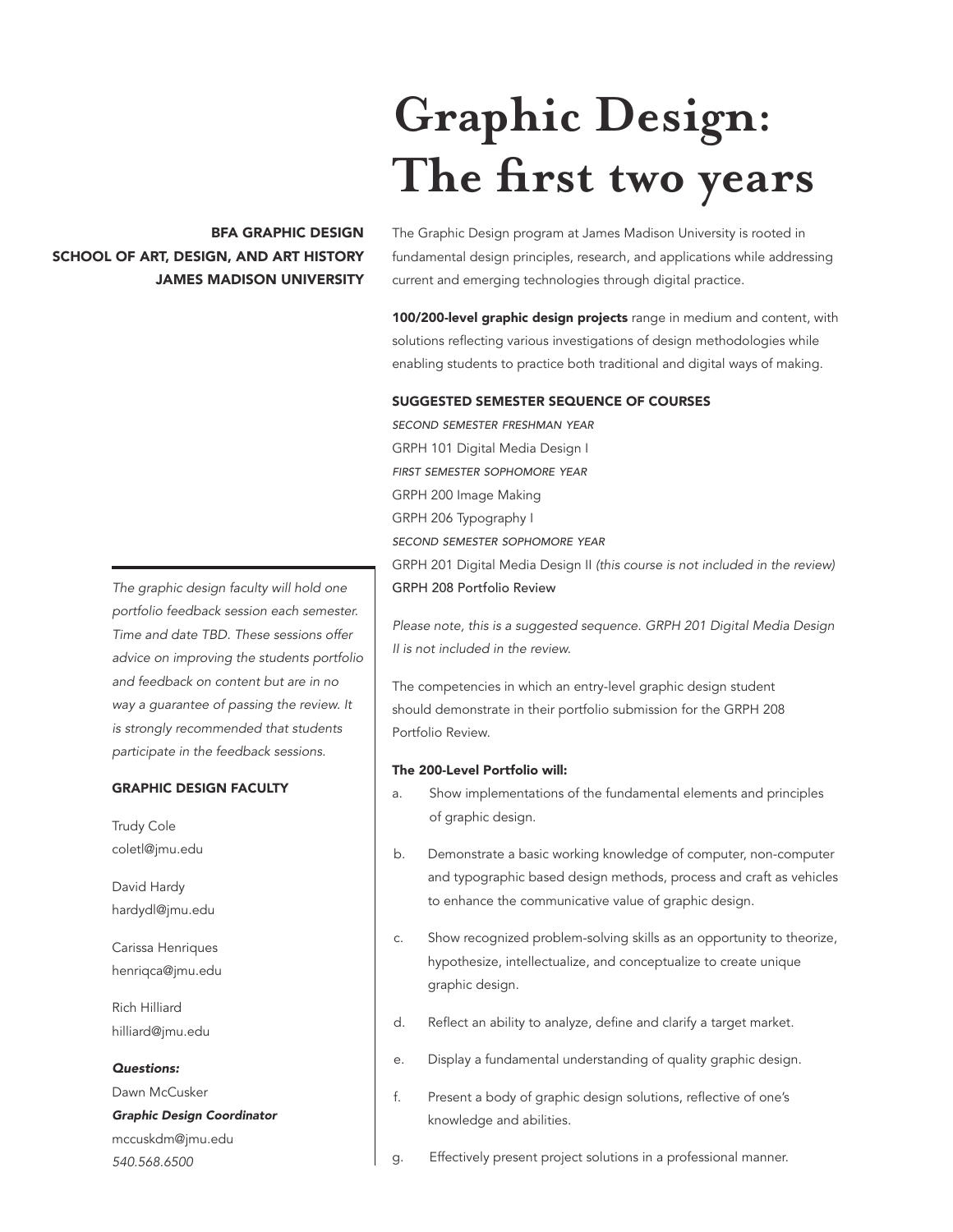# Graphic Design: The first two years

**BFA GRAPHIC DESIGN**
**SCHOOL OF ART, DESIGN, AND ART HISTORY**
**JAMES MADISON UNIVERSITY**

The Graphic Design program at James Madison University is rooted in fundamental design principles, research, and applications while addressing current and emerging technologies through digital practice.

**100/200-level graphic design projects** range in medium and content, with solutions reflecting various investigations of design methodologies while enabling students to practice both traditional and digital ways of making.

**SUGGESTED SEMESTER SEQUENCE OF COURSES**

*SECOND SEMESTER FRESHMAN YEAR*
GRPH 101 Digital Media Design I
*FIRST SEMESTER SOPHOMORE YEAR*
GRPH 200 Image Making
GRPH 206 Typography I
*SECOND SEMESTER SOPHOMORE YEAR*
GRPH 201 Digital Media Design II *(this course is not included in the review)*
GRPH 208 Portfolio Review

*Please note, this is a suggested sequence. GRPH 201 Digital Media Design II is not included in the review.*

The competencies in which an entry-level graphic design student should demonstrate in their portfolio submission for the GRPH 208 Portfolio Review.

**The 200-Level Portfolio will:**

a. Show implementations of the fundamental elements and principles of graphic design.

b. Demonstrate a basic working knowledge of computer, non-computer and typographic based design methods, process and craft as vehicles to enhance the communicative value of graphic design.

c. Show recognized problem-solving skills as an opportunity to theorize, hypothesize, intellectualize, and conceptualize to create unique graphic design.

d. Reflect an ability to analyze, define and clarify a target market.

e. Display a fundamental understanding of quality graphic design.

f. Present a body of graphic design solutions, reflective of one's knowledge and abilities.

g. Effectively present project solutions in a professional manner.

*The graphic design faculty will hold one portfolio feedback session each semester. Time and date TBD. These sessions offer advice on improving the students portfolio and feedback on content but are in no way a guarantee of passing the review. It is strongly recommended that students participate in the feedback sessions.*

**GRAPHIC DESIGN FACULTY**

Trudy Cole
coletl@jmu.edu

David Hardy
hardydl@jmu.edu

Carissa Henriques
henriqca@jmu.edu

Rich Hilliard
hilliard@jmu.edu

***Questions:***
Dawn McCusker
***Graphic Design Coordinator***
mccuskdm@jmu.edu
*540.568.6500*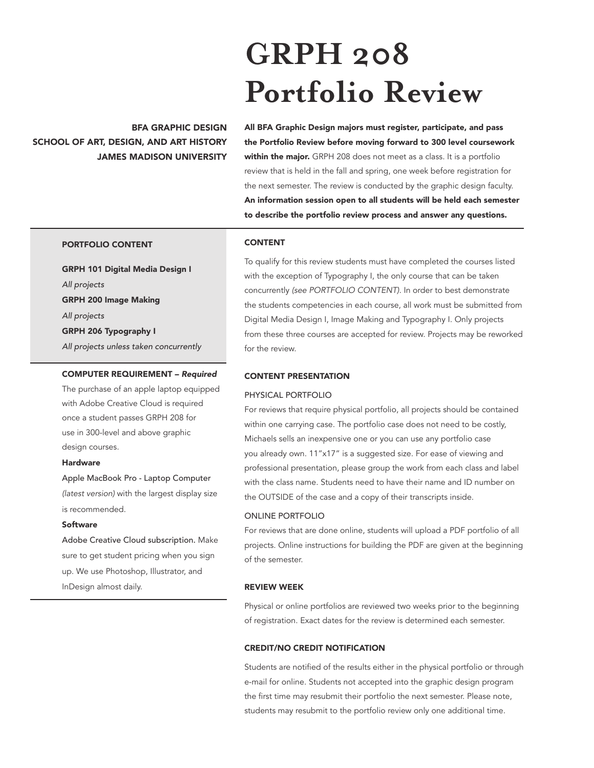# GRPH 208 Portfolio Review

**BFA GRAPHIC DESIGN**
**SCHOOL OF ART, DESIGN, AND ART HISTORY**
**JAMES MADISON UNIVERSITY**

**All BFA Graphic Design majors must register, participate, and pass the Portfolio Review before moving forward to 300 level coursework within the major.** GRPH 208 does not meet as a class. It is a portfolio review that is held in the fall and spring, one week before registration for the next semester. The review is conducted by the graphic design faculty. **An information session open to all students will be held each semester to describe the portfolio review process and answer any questions.**

### PORTFOLIO CONTENT

**GRPH 101 Digital Media Design I**
*All projects*

**GRPH 200 Image Making**
*All projects*

**GRPH 206 Typography I**
*All projects unless taken concurrently*

### COMPUTER REQUIREMENT – *Required*

The purchase of an apple laptop equipped with Adobe Creative Cloud is required once a student passes GRPH 208 for use in 300-level and above graphic design courses.

**Hardware**

Apple MacBook Pro - Laptop Computer *(latest version)* with the largest display size is recommended.

**Software**

Adobe Creative Cloud subscription. Make sure to get student pricing when you sign up. We use Photoshop, Illustrator, and InDesign almost daily.

### CONTENT

To qualify for this review students must have completed the courses listed with the exception of Typography I, the only course that can be taken concurrently *(see PORTFOLIO CONTENT)*. In order to best demonstrate the students competencies in each course, all work must be submitted from Digital Media Design I, Image Making and Typography I. Only projects from these three courses are accepted for review. Projects may be reworked for the review.

### CONTENT PRESENTATION

#### PHYSICAL PORTFOLIO

For reviews that require physical portfolio, all projects should be contained within one carrying case. The portfolio case does not need to be costly, Michaels sells an inexpensive one or you can use any portfolio case you already own. 11″x17″ is a suggested size. For ease of viewing and professional presentation, please group the work from each class and label with the class name. Students need to have their name and ID number on the OUTSIDE of the case and a copy of their transcripts inside.

#### ONLINE PORTFOLIO

For reviews that are done online, students will upload a PDF portfolio of all projects. Online instructions for building the PDF are given at the beginning of the semester.

### REVIEW WEEK

Physical or online portfolios are reviewed two weeks prior to the beginning of registration. Exact dates for the review is determined each semester.

### CREDIT/NO CREDIT NOTIFICATION

Students are notified of the results either in the physical portfolio or through e-mail for online. Students not accepted into the graphic design program the first time may resubmit their portfolio the next semester. Please note, students may resubmit to the portfolio review only one additional time.